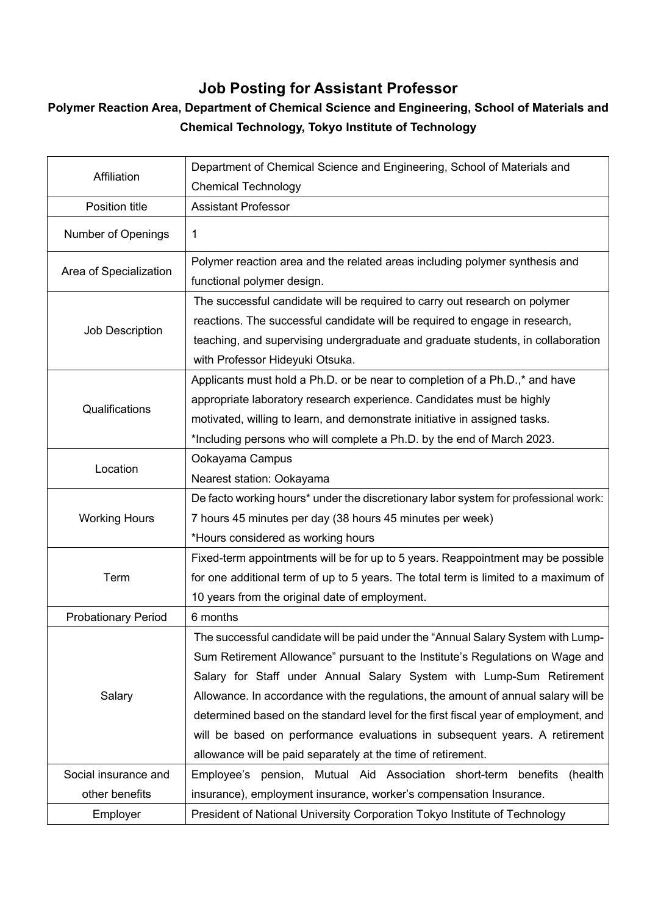# Job Posting for Assistant Professor

## Polymer Reaction Area, Department of Chemical Science and Engineering, School of Materials and Chemical Technology, Tokyo Institute of Technology

| | |
|---|---|
| Affiliation | Department of Chemical Science and Engineering, School of Materials and Chemical Technology |
| Position title | Assistant Professor |
| Number of Openings | 1 |
| Area of Specialization | Polymer reaction area and the related areas including polymer synthesis and functional polymer design. |
| Job Description | The successful candidate will be required to carry out research on polymer reactions. The successful candidate will be required to engage in research, teaching, and supervising undergraduate and graduate students, in collaboration with Professor Hideyuki Otsuka. |
| Qualifications | Applicants must hold a Ph.D. or be near to completion of a Ph.D.,* and have appropriate laboratory research experience. Candidates must be highly motivated, willing to learn, and demonstrate initiative in assigned tasks.<br>*Including persons who will complete a Ph.D. by the end of March 2023. |
| Location | Ookayama Campus<br>Nearest station: Ookayama |
| Working Hours | De facto working hours* under the discretionary labor system for professional work: 7 hours 45 minutes per day (38 hours 45 minutes per week)<br>*Hours considered as working hours |
| Term | Fixed-term appointments will be for up to 5 years. Reappointment may be possible for one additional term of up to 5 years. The total term is limited to a maximum of 10 years from the original date of employment. |
| Probationary Period | 6 months |
| Salary | The successful candidate will be paid under the "Annual Salary System with Lump-Sum Retirement Allowance" pursuant to the Institute's Regulations on Wage and Salary for Staff under Annual Salary System with Lump-Sum Retirement Allowance. In accordance with the regulations, the amount of annual salary will be determined based on the standard level for the first fiscal year of employment, and will be based on performance evaluations in subsequent years. A retirement allowance will be paid separately at the time of retirement. |
| Social insurance and other benefits | Employee's pension, Mutual Aid Association short-term benefits (health insurance), employment insurance, worker's compensation Insurance. |
| Employer | President of National University Corporation Tokyo Institute of Technology |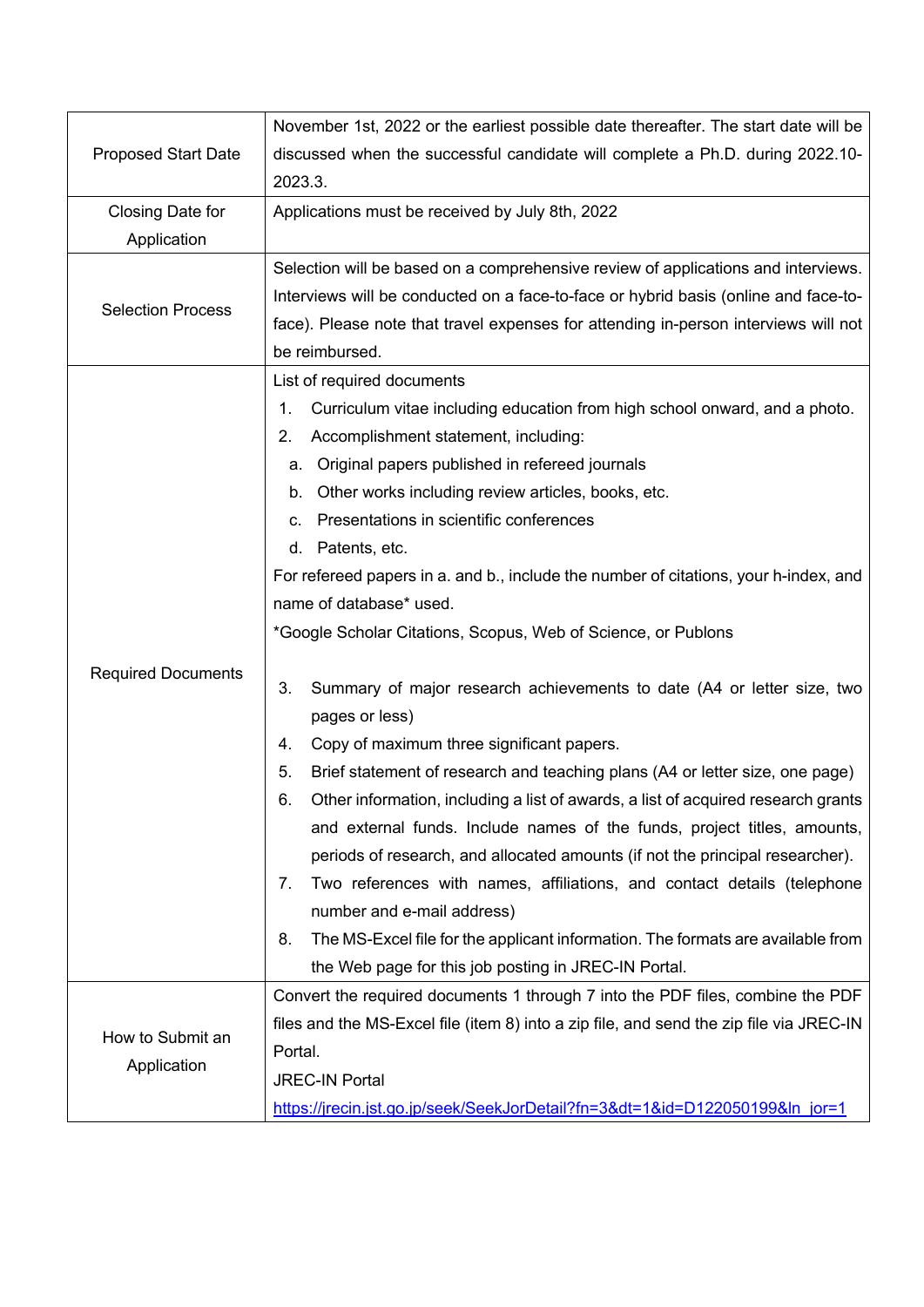| | |
|---|---|
| Proposed Start Date | November 1st, 2022 or the earliest possible date thereafter. The start date will be discussed when the successful candidate will complete a Ph.D. during 2022.10-2023.3. |
| Closing Date for Application | Applications must be received by July 8th, 2022 |
| Selection Process | Selection will be based on a comprehensive review of applications and interviews. Interviews will be conducted on a face-to-face or hybrid basis (online and face-to-face). Please note that travel expenses for attending in-person interviews will not be reimbursed. |
| Required Documents | List of required documents<br>1. Curriculum vitae including education from high school onward, and a photo.<br>2. Accomplishment statement, including:<br>a. Original papers published in refereed journals<br>b. Other works including review articles, books, etc.<br>c. Presentations in scientific conferences<br>d. Patents, etc.<br>For refereed papers in a. and b., include the number of citations, your h-index, and name of database* used.<br>*Google Scholar Citations, Scopus, Web of Science, or Publons<br><br>3. Summary of major research achievements to date (A4 or letter size, two pages or less)<br>4. Copy of maximum three significant papers.<br>5. Brief statement of research and teaching plans (A4 or letter size, one page)<br>6. Other information, including a list of awards, a list of acquired research grants and external funds. Include names of the funds, project titles, amounts, periods of research, and allocated amounts (if not the principal researcher).<br>7. Two references with names, affiliations, and contact details (telephone number and e-mail address)<br>8. The MS-Excel file for the applicant information. The formats are available from the Web page for this job posting in JREC-IN Portal. |
| How to Submit an Application | Convert the required documents 1 through 7 into the PDF files, combine the PDF files and the MS-Excel file (item 8) into a zip file, and send the zip file via JREC-IN Portal.<br>JREC-IN Portal<br>https://jrecin.jst.go.jp/seek/SeekJorDetail?fn=3&dt=1&id=D122050199&ln_jor=1 |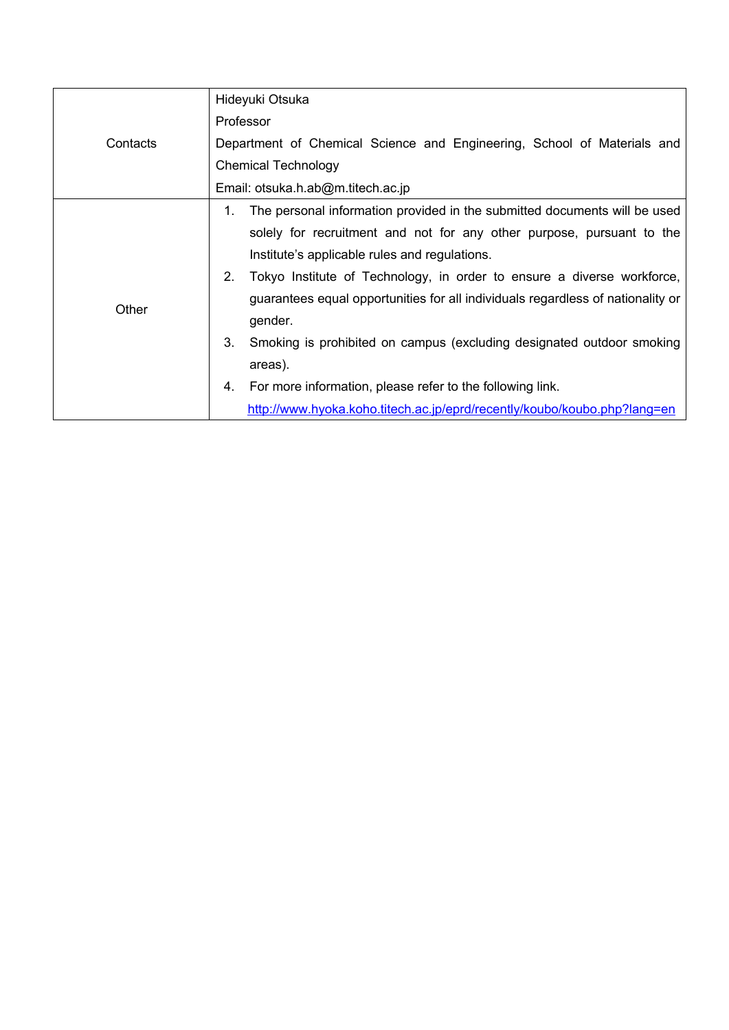| | |
|---|---|
| Contacts | Hideyuki Otsuka<br>Professor<br>Department of Chemical Science and Engineering, School of Materials and Chemical Technology<br>Email: otsuka.h.ab@m.titech.ac.jp |
| Other | 1. The personal information provided in the submitted documents will be used solely for recruitment and not for any other purpose, pursuant to the Institute's applicable rules and regulations.<br>2. Tokyo Institute of Technology, in order to ensure a diverse workforce, guarantees equal opportunities for all individuals regardless of nationality or gender.<br>3. Smoking is prohibited on campus (excluding designated outdoor smoking areas).<br>4. For more information, please refer to the following link.<br>http://www.hyoka.koho.titech.ac.jp/eprd/recently/koubo/koubo.php?lang=en |